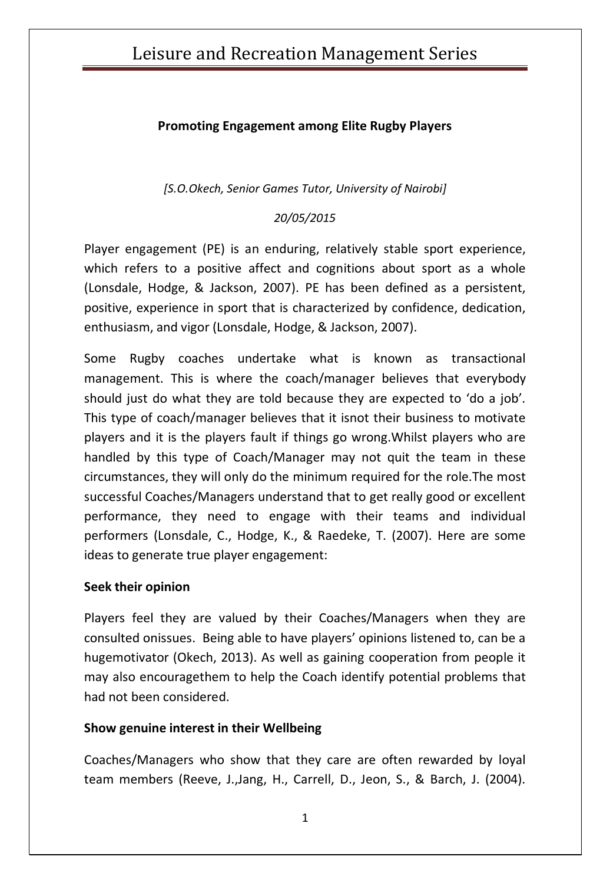**Promoting Engagement among Elite Rugby Players**

*[S.O.Okech, Senior Games Tutor, University of Nairobi]*

*20/05/2015*

Player engagement (PE) is an enduring, relatively stable sport experience, which refers to a positive affect and cognitions about sport as a whole (Lonsdale, Hodge, & Jackson, 2007). PE has been defined as a persistent, positive, experience in sport that is characterized by confidence, dedication, enthusiasm, and vigor (Lonsdale, Hodge, & Jackson, 2007).

Some Rugby coaches undertake what is known as transactional management. This is where the coach/manager believes that everybody should just do what they are told because they are expected to 'do a job'. This type of coach/manager believes that it isnot their business to motivate players and it is the players fault if things go wrong.Whilst players who are handled by this type of Coach/Manager may not quit the team in these circumstances, they will only do the minimum required for the role.The most successful Coaches/Managers understand that to get really good or excellent performance, they need to engage with their teams and individual performers (Lonsdale, C., Hodge, K., & Raedeke, T. (2007). Here are some ideas to generate true player engagement:

**Seek their opinion**

Players feel they are valued by their Coaches/Managers when they are consulted onissues. Being able to have players' opinions listened to, can be a hugemotivator (Okech, 2013). As well as gaining cooperation from people it may also encouragethem to help the Coach identify potential problems that had not been considered.

**Show genuine interest in their Wellbeing**

Coaches/Managers who show that they care are often rewarded by loyal team members (Reeve, J.,Jang, H., Carrell, D., Jeon, S., & Barch, J. (2004).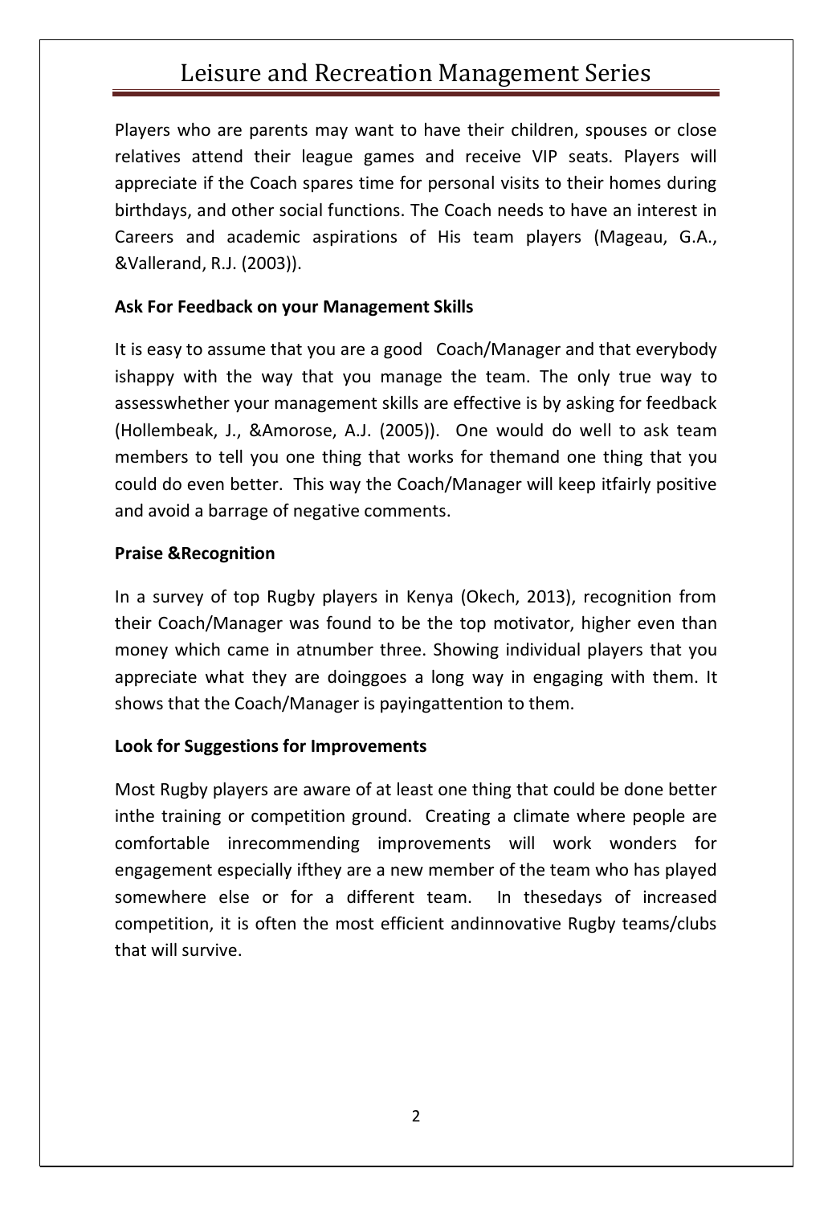Players who are parents may want to have their children, spouses or close relatives attend their league games and receive VIP seats. Players will appreciate if the Coach spares time for personal visits to their homes during birthdays, and other social functions. The Coach needs to have an interest in Careers and academic aspirations of His team players (Mageau, G.A., &Vallerand, R.J. (2003)).

**Ask For Feedback on your Management Skills**

It is easy to assume that you are a good Coach/Manager and that everybody ishappy with the way that you manage the team. The only true way to assesswhether your management skills are effective is by asking for feedback (Hollembeak, J., &Amorose, A.J. (2005)). One would do well to ask team members to tell you one thing that works for themand one thing that you could do even better. This way the Coach/Manager will keep itfairly positive and avoid a barrage of negative comments.

**Praise &Recognition**

In a survey of top Rugby players in Kenya (Okech, 2013), recognition from their Coach/Manager was found to be the top motivator, higher even than money which came in atnumber three. Showing individual players that you appreciate what they are doinggoes a long way in engaging with them. It shows that the Coach/Manager is payingattention to them.

**Look for Suggestions for Improvements**

Most Rugby players are aware of at least one thing that could be done better inthe training or competition ground. Creating a climate where people are comfortable inrecommending improvements will work wonders for engagement especially ifthey are a new member of the team who has played somewhere else or for a different team. In thesedays of increased competition, it is often the most efficient andinnovative Rugby teams/clubs that will survive.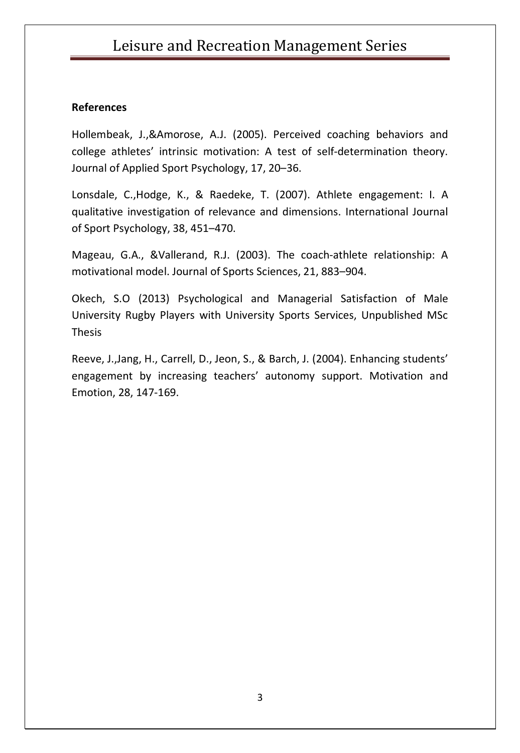**References**

Hollembeak, J.,&Amorose, A.J. (2005). Perceived coaching behaviors and college athletes' intrinsic motivation: A test of self-determination theory. Journal of Applied Sport Psychology, 17, 20–36.

Lonsdale, C.,Hodge, K., & Raedeke, T. (2007). Athlete engagement: I. A qualitative investigation of relevance and dimensions. International Journal of Sport Psychology, 38, 451–470.

Mageau, G.A., &Vallerand, R.J. (2003). The coach-athlete relationship: A motivational model. Journal of Sports Sciences, 21, 883–904.

Okech, S.O (2013) Psychological and Managerial Satisfaction of Male University Rugby Players with University Sports Services, Unpublished MSc Thesis

Reeve, J.,Jang, H., Carrell, D., Jeon, S., & Barch, J. (2004). Enhancing students' engagement by increasing teachers' autonomy support. Motivation and Emotion, 28, 147-169.